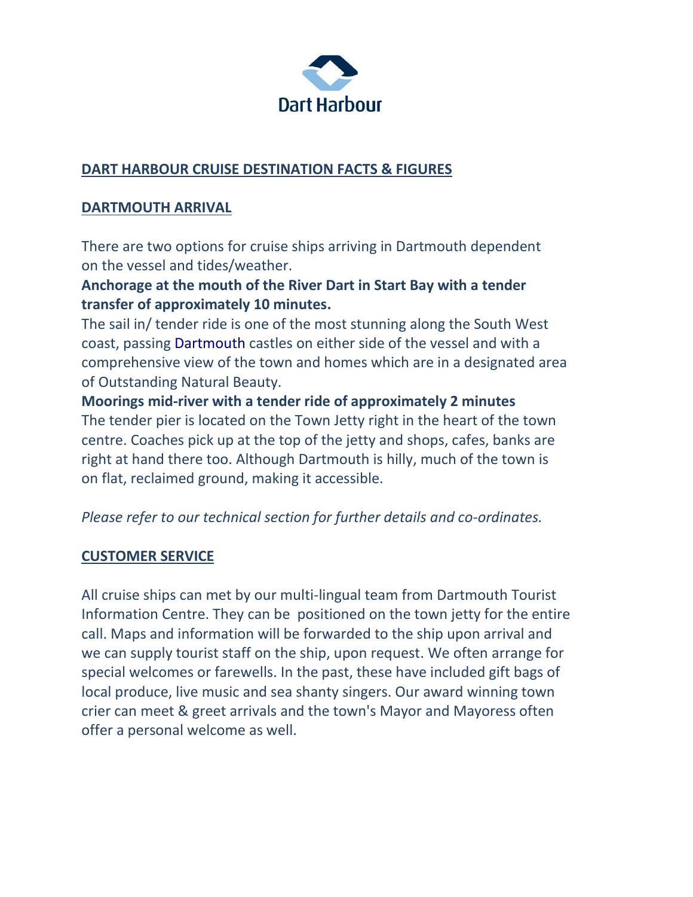Dart Harbour

## DART HARBOUR CRUISE DESTINATION FACTS & FIGURES

### DARTMOUTH ARRIVAL

There are two options for cruise ships arriving in Dartmouth dependent on the vessel and tides/weather.

**Anchorage at the mouth of the River Dart in Start Bay with a tender transfer of approximately 10 minutes.**

The sail in/ tender ride is one of the most stunning along the South West coast, passing Dartmouth castles on either side of the vessel and with a comprehensive view of the town and homes which are in a designated area of Outstanding Natural Beauty.

**Moorings mid-river with a tender ride of approximately 2 minutes**

The tender pier is located on the Town Jetty right in the heart of the town centre. Coaches pick up at the top of the jetty and shops, cafes, banks are right at hand there too. Although Dartmouth is hilly, much of the town is on flat, reclaimed ground, making it accessible.

*Please refer to our technical section for further details and co-ordinates.*

### CUSTOMER SERVICE

All cruise ships can met by our multi-lingual team from Dartmouth Tourist Information Centre. They can be positioned on the town jetty for the entire call. Maps and information will be forwarded to the ship upon arrival and we can supply tourist staff on the ship, upon request. We often arrange for special welcomes or farewells. In the past, these have included gift bags of local produce, live music and sea shanty singers. Our award winning town crier can meet & greet arrivals and the town's Mayor and Mayoress often offer a personal welcome as well.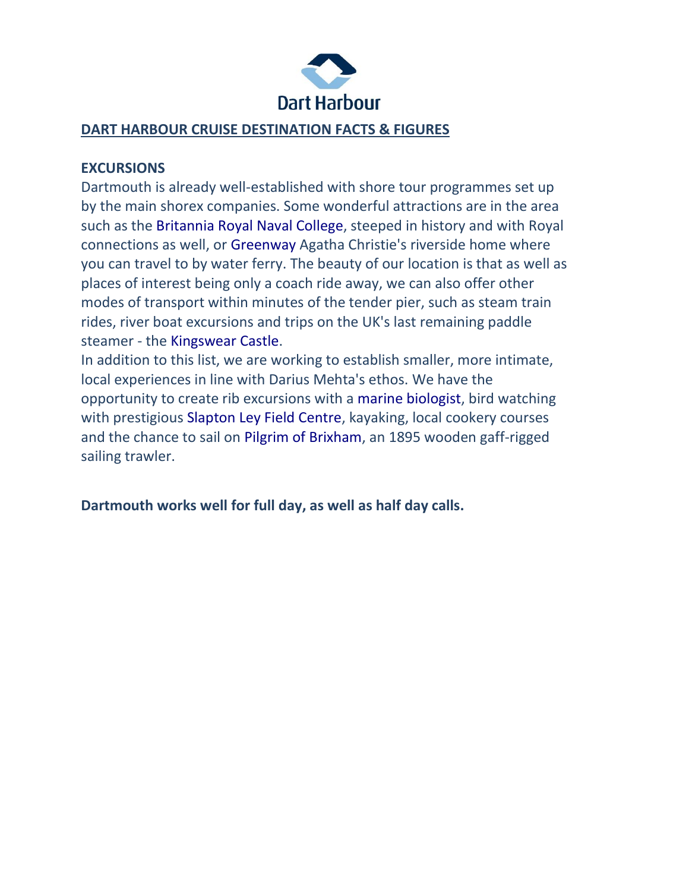Dart Harbour

## DART HARBOUR CRUISE DESTINATION FACTS & FIGURES

### EXCURSIONS

Dartmouth is already well-established with shore tour programmes set up by the main shorex companies. Some wonderful attractions are in the area such as the Britannia Royal Naval College, steeped in history and with Royal connections as well, or Greenway Agatha Christie's riverside home where you can travel to by water ferry. The beauty of our location is that as well as places of interest being only a coach ride away, we can also offer other modes of transport within minutes of the tender pier, such as steam train rides, river boat excursions and trips on the UK's last remaining paddle steamer - the Kingswear Castle.

In addition to this list, we are working to establish smaller, more intimate, local experiences in line with Darius Mehta's ethos. We have the opportunity to create rib excursions with a marine biologist, bird watching with prestigious Slapton Ley Field Centre, kayaking, local cookery courses and the chance to sail on Pilgrim of Brixham, an 1895 wooden gaff-rigged sailing trawler.

**Dartmouth works well for full day, as well as half day calls.**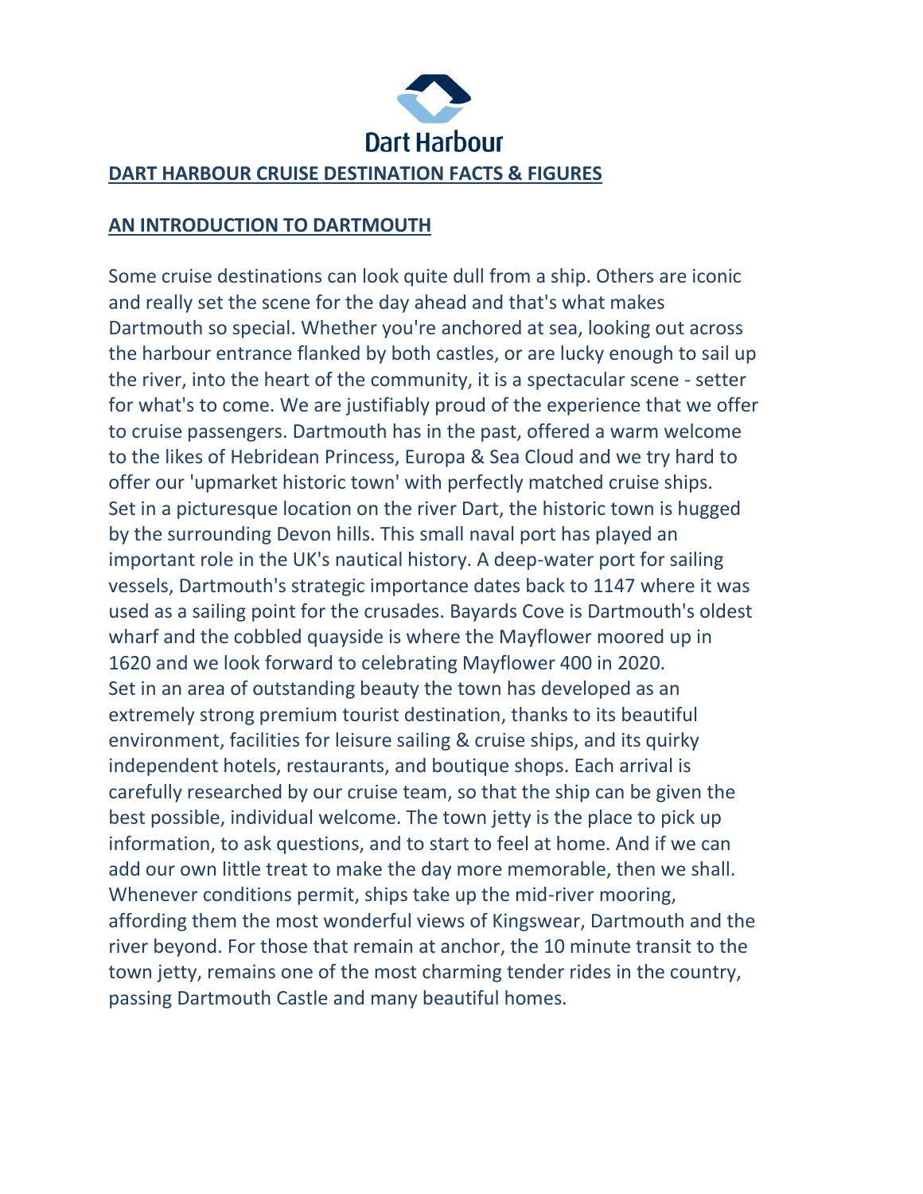Dart Harbour

## DART HARBOUR CRUISE DESTINATION FACTS & FIGURES

## AN INTRODUCTION TO DARTMOUTH

Some cruise destinations can look quite dull from a ship. Others are iconic and really set the scene for the day ahead and that's what makes Dartmouth so special. Whether you're anchored at sea, looking out across the harbour entrance flanked by both castles, or are lucky enough to sail up the river, into the heart of the community, it is a spectacular scene - setter for what's to come. We are justifiably proud of the experience that we offer to cruise passengers. Dartmouth has in the past, offered a warm welcome to the likes of Hebridean Princess, Europa & Sea Cloud and we try hard to offer our 'upmarket historic town' with perfectly matched cruise ships.
Set in a picturesque location on the river Dart, the historic town is hugged by the surrounding Devon hills. This small naval port has played an important role in the UK's nautical history. A deep-water port for sailing vessels, Dartmouth's strategic importance dates back to 1147 where it was used as a sailing point for the crusades. Bayards Cove is Dartmouth's oldest wharf and the cobbled quayside is where the Mayflower moored up in 1620 and we look forward to celebrating Mayflower 400 in 2020.
Set in an area of outstanding beauty the town has developed as an extremely strong premium tourist destination, thanks to its beautiful environment, facilities for leisure sailing & cruise ships, and its quirky independent hotels, restaurants, and boutique shops. Each arrival is carefully researched by our cruise team, so that the ship can be given the best possible, individual welcome. The town jetty is the place to pick up information, to ask questions, and to start to feel at home. And if we can add our own little treat to make the day more memorable, then we shall. Whenever conditions permit, ships take up the mid-river mooring, affording them the most wonderful views of Kingswear, Dartmouth and the river beyond. For those that remain at anchor, the 10 minute transit to the town jetty, remains one of the most charming tender rides in the country, passing Dartmouth Castle and many beautiful homes.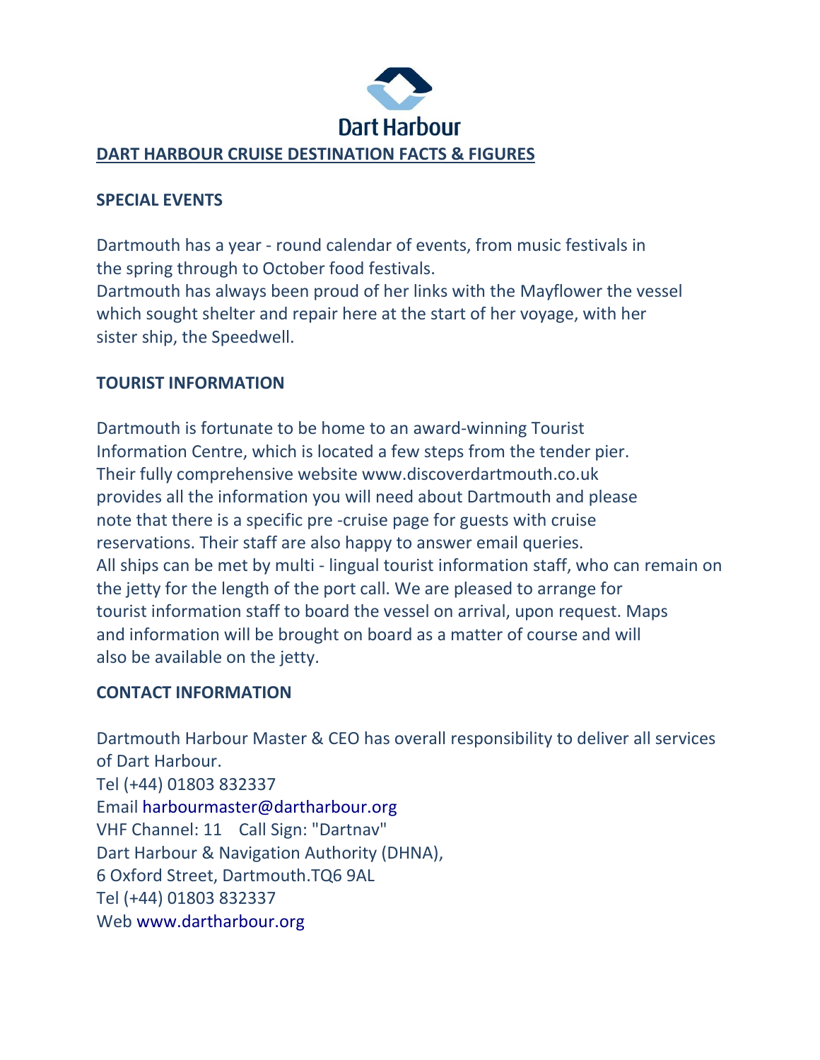Dart Harbour

## DART HARBOUR CRUISE DESTINATION FACTS & FIGURES

### SPECIAL EVENTS

Dartmouth has a year - round calendar of events, from music festivals in the spring through to October food festivals.
Dartmouth has always been proud of her links with the Mayflower the vessel which sought shelter and repair here at the start of her voyage, with her sister ship, the Speedwell.

### TOURIST INFORMATION

Dartmouth is fortunate to be home to an award-winning Tourist Information Centre, which is located a few steps from the tender pier. Their fully comprehensive website www.discoverdartmouth.co.uk provides all the information you will need about Dartmouth and please note that there is a specific pre -cruise page for guests with cruise reservations. Their staff are also happy to answer email queries.
All ships can be met by multi - lingual tourist information staff, who can remain on the jetty for the length of the port call. We are pleased to arrange for tourist information staff to board the vessel on arrival, upon request. Maps and information will be brought on board as a matter of course and will also be available on the jetty.

### CONTACT INFORMATION

Dartmouth Harbour Master & CEO has overall responsibility to deliver all services of Dart Harbour.
Tel (+44) 01803 832337
Email harbourmaster@dartharbour.org
VHF Channel: 11 Call Sign: "Dartnav"
Dart Harbour & Navigation Authority (DHNA),
6 Oxford Street, Dartmouth.TQ6 9AL
Tel (+44) 01803 832337
Web www.dartharbour.org